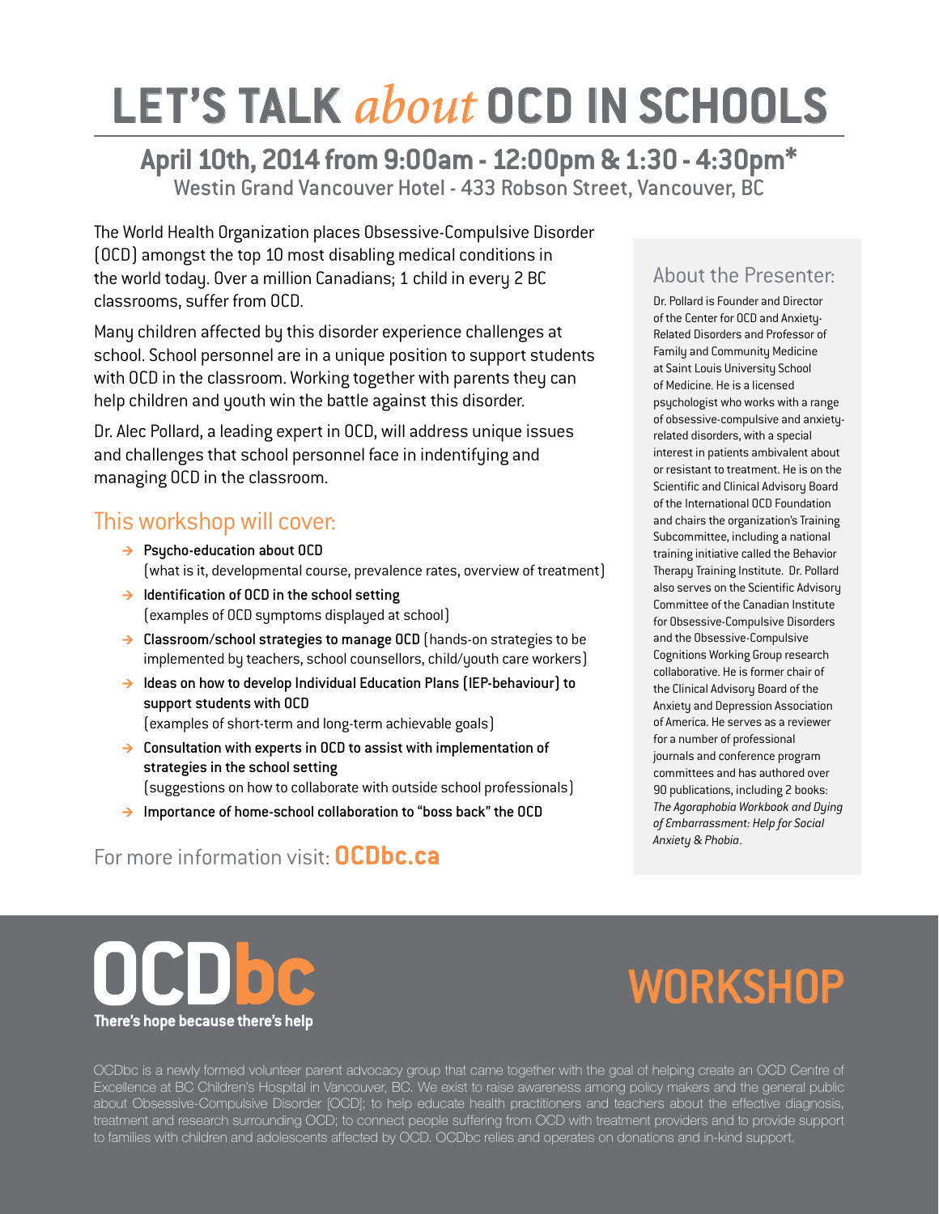# LET'S TALK *about* OCD IN SCHOOLS

## April 10th, 2014 from 9:00am - 12:00pm & 1:30 - 4:30pm*

Westin Grand Vancouver Hotel - 433 Robson Street, Vancouver, BC

The World Health Organization places Obsessive-Compulsive Disorder (OCD) amongst the top 10 most disabling medical conditions in the world today. Over a million Canadians; 1 child in every 2 BC classrooms, suffer from OCD.

Many children affected by this disorder experience challenges at school. School personnel are in a unique position to support students with OCD in the classroom. Working together with parents they can help children and youth win the battle against this disorder.

Dr. Alec Pollard, a leading expert in OCD, will address unique issues and challenges that school personnel face in indentifying and managing OCD in the classroom.

## This workshop will cover:

- **Psycho-education about OCD** (what is it, developmental course, prevalence rates, overview of treatment)
- **Identification of OCD in the school setting** (examples of OCD symptoms displayed at school)
- **Classroom/school strategies to manage OCD** (hands-on strategies to be implemented by teachers, school counsellors, child/youth care workers)
- **Ideas on how to develop Individual Education Plans (IEP-behaviour) to support students with OCD** (examples of short-term and long-term achievable goals)
- **Consultation with experts in OCD to assist with implementation of strategies in the school setting** (suggestions on how to collaborate with outside school professionals)
- **Importance of home-school collaboration to "boss back" the OCD**

For more information visit: **OCDbc.ca**

## About the Presenter:

Dr. Pollard is Founder and Director of the Center for OCD and Anxiety-Related Disorders and Professor of Family and Community Medicine at Saint Louis University School of Medicine. He is a licensed psychologist who works with a range of obsessive-compulsive and anxiety-related disorders, with a special interest in patients ambivalent about or resistant to treatment. He is on the Scientific and Clinical Advisory Board of the International OCD Foundation and chairs the organization's Training Subcommittee, including a national training initiative called the Behavior Therapy Training Institute. Dr. Pollard also serves on the Scientific Advisory Committee of the Canadian Institute for Obsessive-Compulsive Disorders and the Obsessive-Compulsive Cognitions Working Group research collaborative. He is former chair of the Clinical Advisory Board of the Anxiety and Depression Association of America. He serves as a reviewer for a number of professional journals and conference program committees and has authored over 90 publications, including 2 books: *The Agoraphobia Workbook and Dying of Embarrassment: Help for Social Anxiety & Phobia*.

**OCDbc**

**There's hope because there's help**

# WORKSHOP

OCDbc is a newly formed volunteer parent advocacy group that came together with the goal of helping create an OCD Centre of Excellence at BC Children's Hospital in Vancouver, BC. We exist to raise awareness among policy makers and the general public about Obsessive-Compulsive Disorder (OCD); to help educate health practitioners and teachers about the effective diagnosis, treatment and research surrounding OCD; to connect people suffering from OCD with treatment providers and to provide support to families with children and adolescents affected by OCD. OCDbc relies and operates on donations and in-kind support.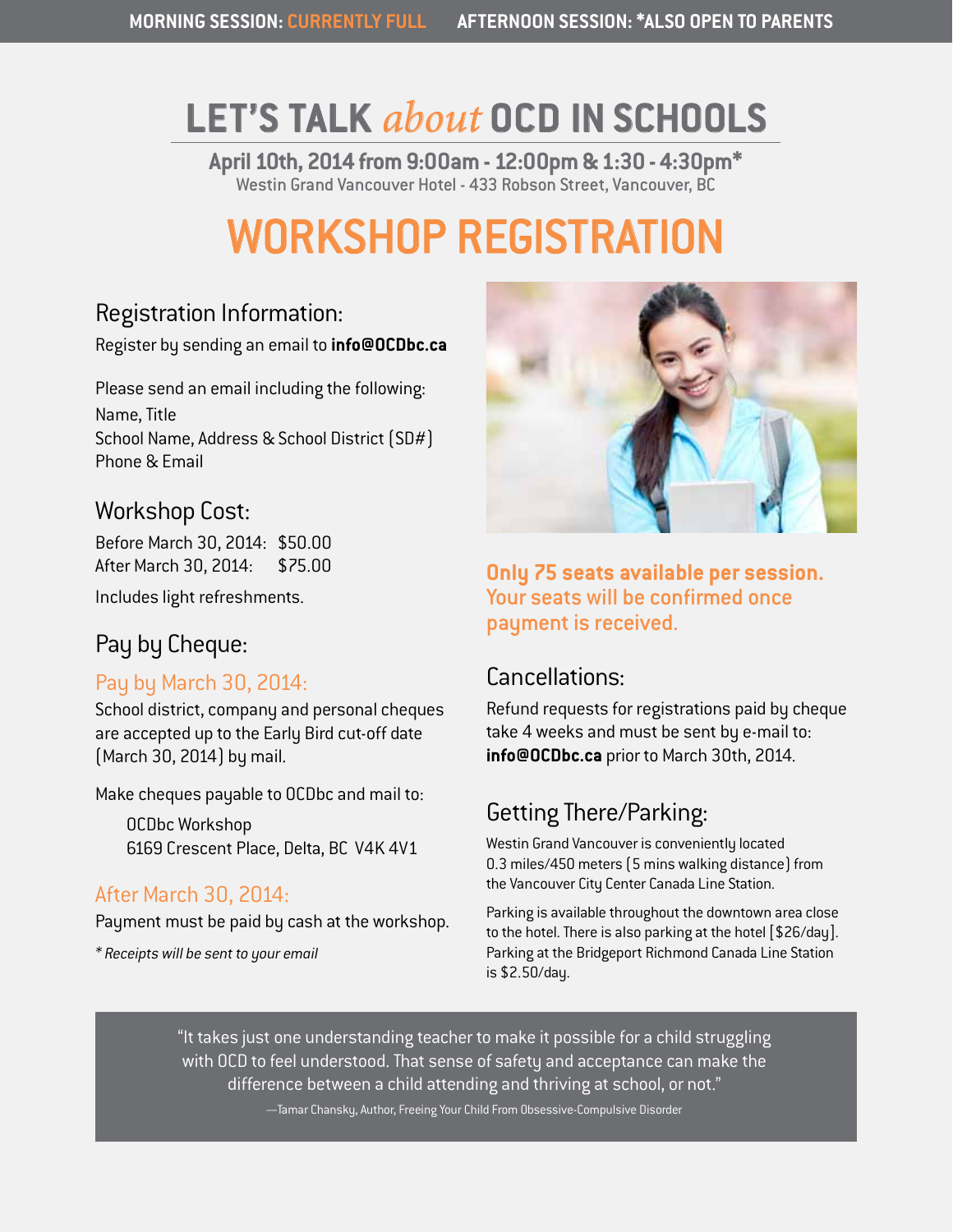**MORNING SESSION: CURRENTLY FULL** **AFTERNOON SESSION: *ALSO OPEN TO PARENTS**

# LET'S TALK *about* OCD IN SCHOOLS

**April 10th, 2014 from 9:00am - 12:00pm & 1:30 - 4:30pm***

Westin Grand Vancouver Hotel - 433 Robson Street, Vancouver, BC

# WORKSHOP REGISTRATION

## Registration Information:

Register by sending an email to **info@OCDbc.ca**

Please send an email including the following:

Name, Title
School Name, Address & School District (SD#)
Phone & Email

## Workshop Cost:

Before March 30, 2014: $50.00
After March 30, 2014: $75.00

Includes light refreshments.

## Pay by Cheque:

### Pay by March 30, 2014:

School district, company and personal cheques are accepted up to the Early Bird cut-off date (March 30, 2014) by mail.

Make cheques payable to OCDbc and mail to:

OCDbc Workshop
6169 Crescent Place, Delta, BC V4K 4V1

### After March 30, 2014:

Payment must be paid by cash at the workshop.

*\* Receipts will be sent to your email*

**Only 75 seats available per session. Your seats will be confirmed once payment is received.**

## Cancellations:

Refund requests for registrations paid by cheque take 4 weeks and must be sent by e-mail to: **info@OCDbc.ca** prior to March 30th, 2014.

## Getting There/Parking:

Westin Grand Vancouver is conveniently located 0.3 miles/450 meters (5 mins walking distance) from the Vancouver City Center Canada Line Station.

Parking is available throughout the downtown area close to the hotel. There is also parking at the hotel [$26/day]. Parking at the Bridgeport Richmond Canada Line Station is $2.50/day.

"It takes just one understanding teacher to make it possible for a child struggling with OCD to feel understood. That sense of safety and acceptance can make the difference between a child attending and thriving at school, or not."

—Tamar Chansky, Author, Freeing Your Child From Obsessive-Compulsive Disorder